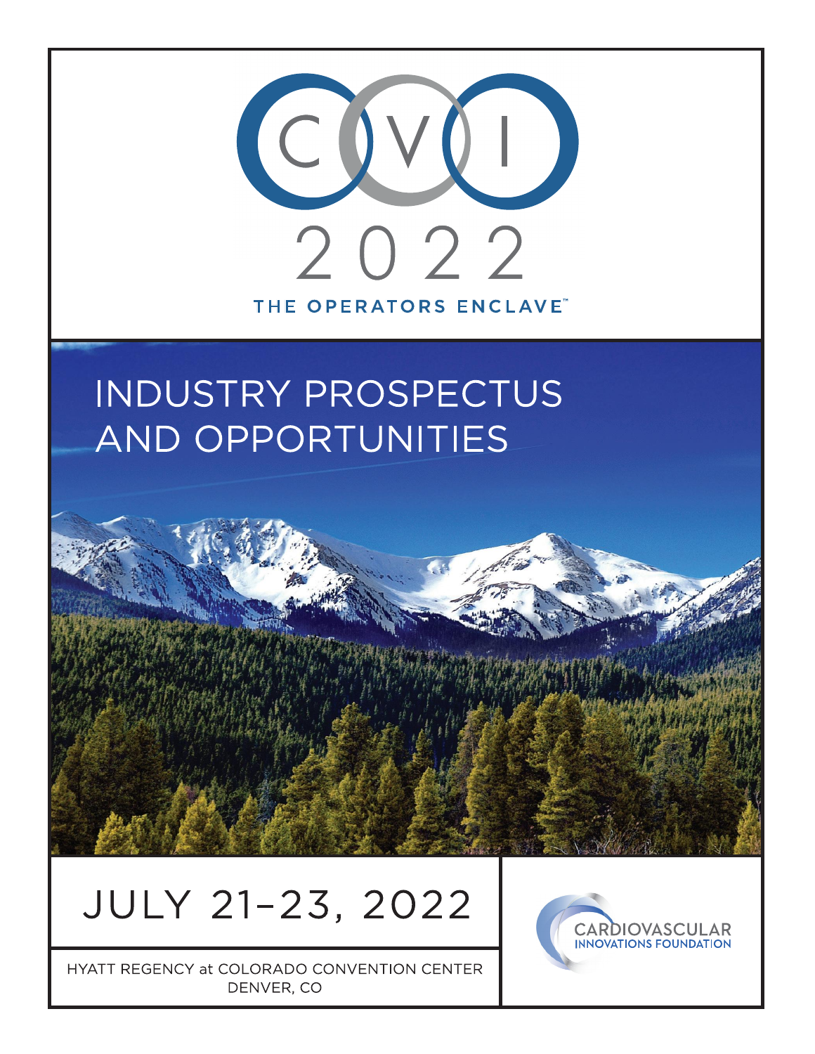# CVI 2022

THE OPERATORS ENCLAVE™

# INDUSTRY PROSPECTUS AND OPPORTUNITIES

## JULY 21–23, 2022

HYATT REGENCY at COLORADO CONVENTION CENTER
DENVER, CO

CARDIOVASCULAR INNOVATIONS FOUNDATION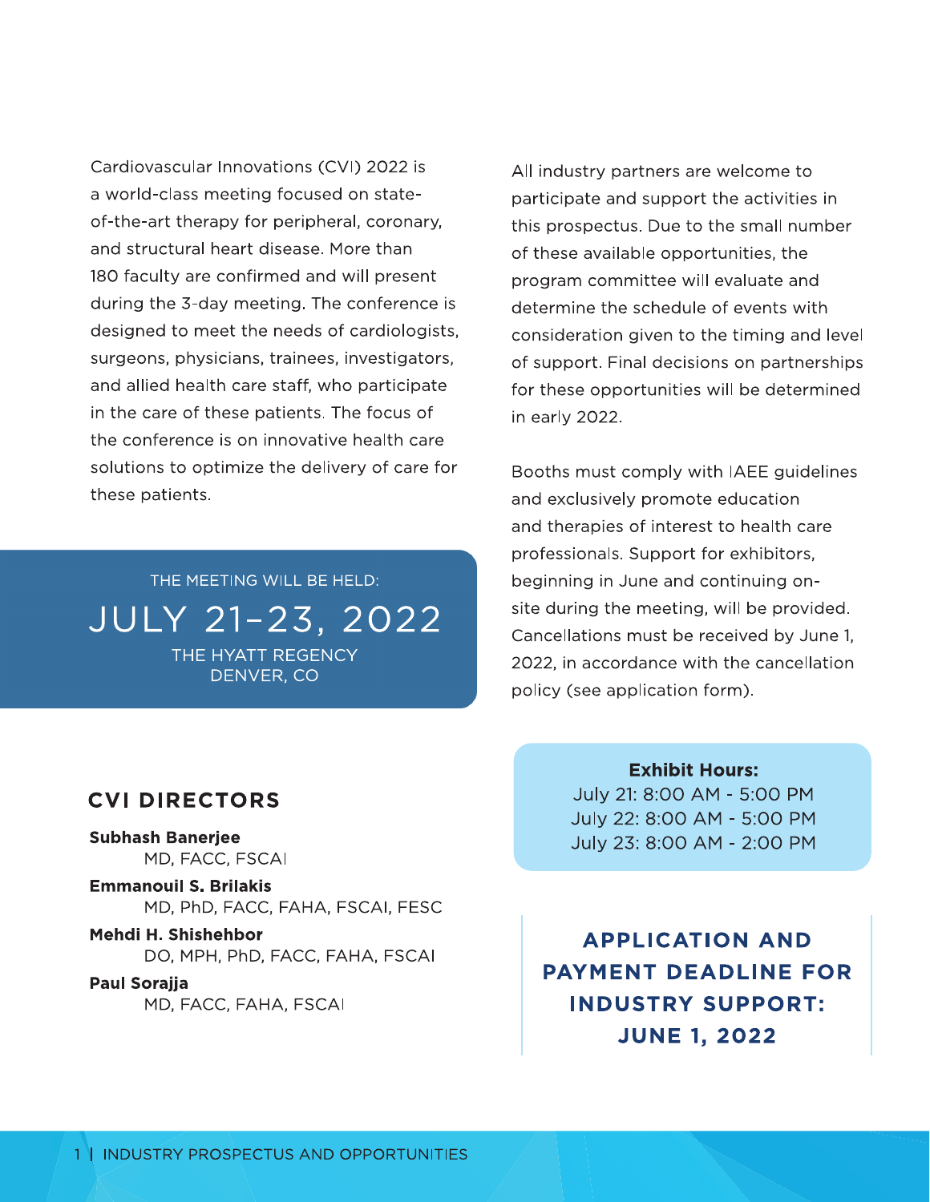Cardiovascular Innovations (CVI) 2022 is a world-class meeting focused on state-of-the-art therapy for peripheral, coronary, and structural heart disease. More than 180 faculty are confirmed and will present during the 3-day meeting. The conference is designed to meet the needs of cardiologists, surgeons, physicians, trainees, investigators, and allied health care staff, who participate in the care of these patients. The focus of the conference is on innovative health care solutions to optimize the delivery of care for these patients.

THE MEETING WILL BE HELD:

**JULY 21–23, 2022**

THE HYATT REGENCY
DENVER, CO

## CVI DIRECTORS

**Subhash Banerjee**
MD, FACC, FSCAI

**Emmanouil S. Brilakis**
MD, PhD, FACC, FAHA, FSCAI, FESC

**Mehdi H. Shishehbor**
DO, MPH, PhD, FACC, FAHA, FSCAI

**Paul Sorajja**
MD, FACC, FAHA, FSCAI

All industry partners are welcome to participate and support the activities in this prospectus. Due to the small number of these available opportunities, the program committee will evaluate and determine the schedule of events with consideration given to the timing and level of support. Final decisions on partnerships for these opportunities will be determined in early 2022.

Booths must comply with IAEE guidelines and exclusively promote education and therapies of interest to health care professionals. Support for exhibitors, beginning in June and continuing on-site during the meeting, will be provided. Cancellations must be received by June 1, 2022, in accordance with the cancellation policy (see application form).

**Exhibit Hours:**
July 21: 8:00 AM - 5:00 PM
July 22: 8:00 AM - 5:00 PM
July 23: 8:00 AM - 2:00 PM

## APPLICATION AND PAYMENT DEADLINE FOR INDUSTRY SUPPORT: JUNE 1, 2022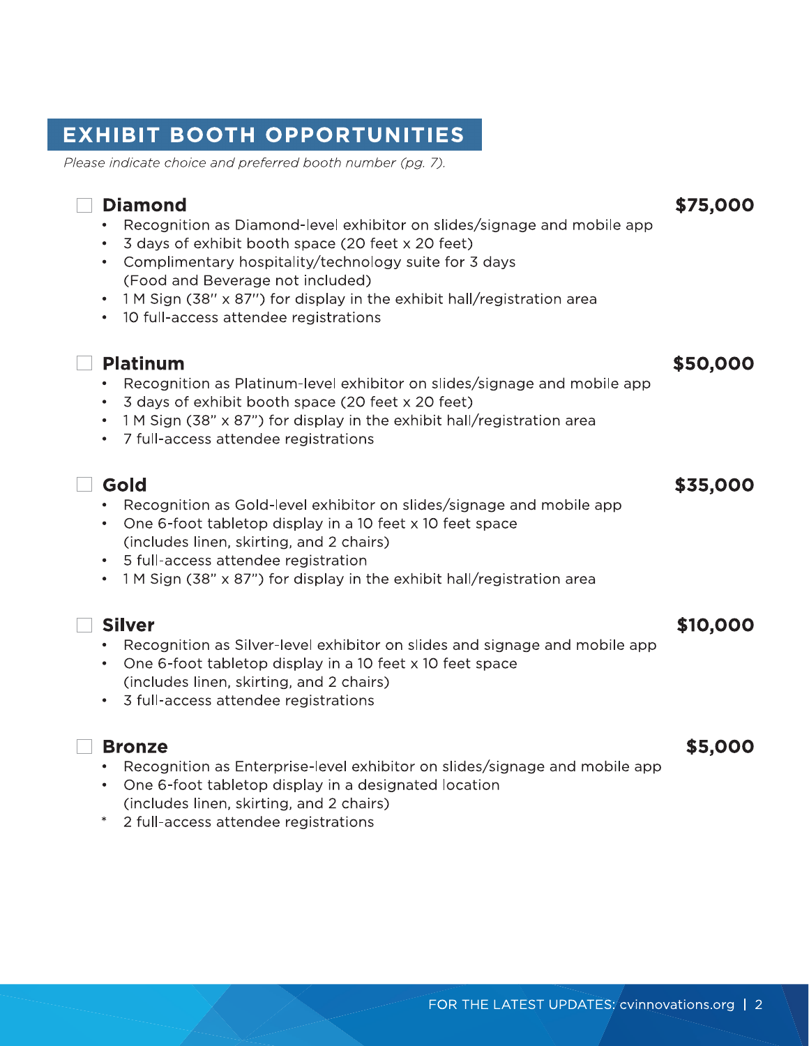## EXHIBIT BOOTH OPPORTUNITIES

*Please indicate choice and preferred booth number (pg. 7).*

☐ **Diamond** **$75,000**

- Recognition as Diamond-level exhibitor on slides/signage and mobile app
- 3 days of exhibit booth space (20 feet x 20 feet)
- Complimentary hospitality/technology suite for 3 days (Food and Beverage not included)
- 1 M Sign (38" x 87") for display in the exhibit hall/registration area
- 10 full-access attendee registrations

☐ **Platinum** **$50,000**

- Recognition as Platinum-level exhibitor on slides/signage and mobile app
- 3 days of exhibit booth space (20 feet x 20 feet)
- 1 M Sign (38" x 87") for display in the exhibit hall/registration area
- 7 full-access attendee registrations

☐ **Gold** **$35,000**

- Recognition as Gold-level exhibitor on slides/signage and mobile app
- One 6-foot tabletop display in a 10 feet x 10 feet space (includes linen, skirting, and 2 chairs)
- 5 full-access attendee registration
- 1 M Sign (38" x 87") for display in the exhibit hall/registration area

☐ **Silver** **$10,000**

- Recognition as Silver-level exhibitor on slides and signage and mobile app
- One 6-foot tabletop display in a 10 feet x 10 feet space (includes linen, skirting, and 2 chairs)
- 3 full-access attendee registrations

☐ **Bronze** **$5,000**

- Recognition as Enterprise-level exhibitor on slides/signage and mobile app
- One 6-foot tabletop display in a designated location (includes linen, skirting, and 2 chairs)
- 2 full-access attendee registrations

FOR THE LATEST UPDATES: cvinnovations.org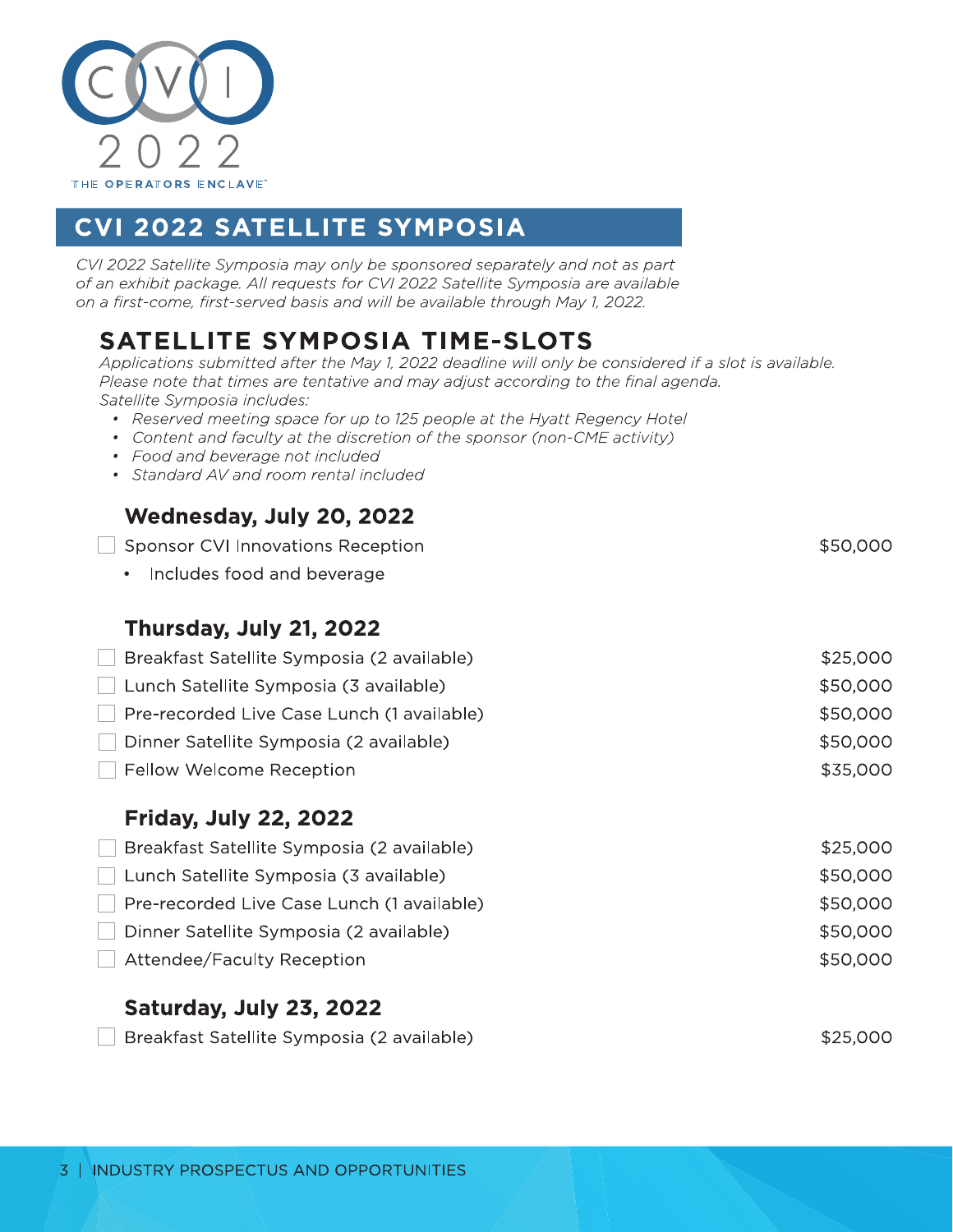CVI 2022

THE OPERATORS ENCLAVE

# CVI 2022 SATELLITE SYMPOSIA

*CVI 2022 Satellite Symposia may only be sponsored separately and not as part of an exhibit package. All requests for CVI 2022 Satellite Symposia are available on a first-come, first-served basis and will be available through May 1, 2022.*

## SATELLITE SYMPOSIA TIME-SLOTS

*Applications submitted after the May 1, 2022 deadline will only be considered if a slot is available. Please note that times are tentative and may adjust according to the final agenda.*
*Satellite Symposia includes:*

- *Reserved meeting space for up to 125 people at the Hyatt Regency Hotel*
- *Content and faculty at the discretion of the sponsor (non-CME activity)*
- *Food and beverage not included*
- *Standard AV and room rental included*

### Wednesday, July 20, 2022

| Item | Price |
|---|---|
| ☐ Sponsor CVI Innovations Reception<br>• Includes food and beverage | $50,000 |

### Thursday, July 21, 2022

| Item | Price |
|---|---|
| ☐ Breakfast Satellite Symposia (2 available) | $25,000 |
| ☐ Lunch Satellite Symposia (3 available) | $50,000 |
| ☐ Pre-recorded Live Case Lunch (1 available) | $50,000 |
| ☐ Dinner Satellite Symposia (2 available) | $50,000 |
| ☐ Fellow Welcome Reception | $35,000 |

### Friday, July 22, 2022

| Item | Price |
|---|---|
| ☐ Breakfast Satellite Symposia (2 available) | $25,000 |
| ☐ Lunch Satellite Symposia (3 available) | $50,000 |
| ☐ Pre-recorded Live Case Lunch (1 available) | $50,000 |
| ☐ Dinner Satellite Symposia (2 available) | $50,000 |
| ☐ Attendee/Faculty Reception | $50,000 |

### Saturday, July 23, 2022

| Item | Price |
|---|---|
| ☐ Breakfast Satellite Symposia (2 available) | $25,000 |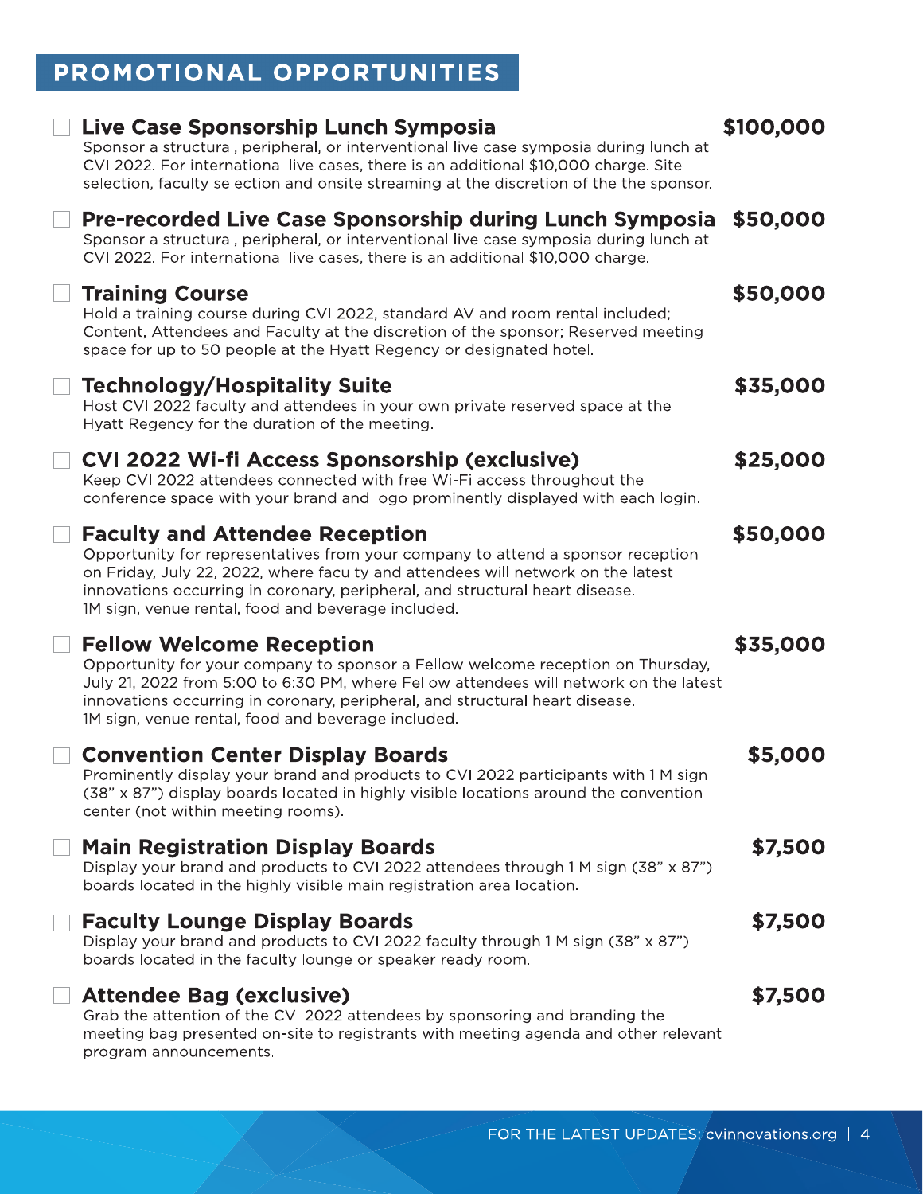## PROMOTIONAL OPPORTUNITIES

- [ ] **Live Case Sponsorship Lunch Symposia** — **$100,000**
  Sponsor a structural, peripheral, or interventional live case symposia during lunch at CVI 2022. For international live cases, there is an additional $10,000 charge. Site selection, faculty selection and onsite streaming at the discretion of the the sponsor.

- [ ] **Pre-recorded Live Case Sponsorship during Lunch Symposia** — **$50,000**
  Sponsor a structural, peripheral, or interventional live case symposia during lunch at CVI 2022. For international live cases, there is an additional $10,000 charge.

- [ ] **Training Course** — **$50,000**
  Hold a training course during CVI 2022, standard AV and room rental included; Content, Attendees and Faculty at the discretion of the sponsor; Reserved meeting space for up to 50 people at the Hyatt Regency or designated hotel.

- [ ] **Technology/Hospitality Suite** — **$35,000**
  Host CVI 2022 faculty and attendees in your own private reserved space at the Hyatt Regency for the duration of the meeting.

- [ ] **CVI 2022 Wi-fi Access Sponsorship (exclusive)** — **$25,000**
  Keep CVI 2022 attendees connected with free Wi-Fi access throughout the conference space with your brand and logo prominently displayed with each login.

- [ ] **Faculty and Attendee Reception** — **$50,000**
  Opportunity for representatives from your company to attend a sponsor reception on Friday, July 22, 2022, where faculty and attendees will network on the latest innovations occurring in coronary, peripheral, and structural heart disease. 1M sign, venue rental, food and beverage included.

- [ ] **Fellow Welcome Reception** — **$35,000**
  Opportunity for your company to sponsor a Fellow welcome reception on Thursday, July 21, 2022 from 5:00 to 6:30 PM, where Fellow attendees will network on the latest innovations occurring in coronary, peripheral, and structural heart disease. 1M sign, venue rental, food and beverage included.

- [ ] **Convention Center Display Boards** — **$5,000**
  Prominently display your brand and products to CVI 2022 participants with 1 M sign (38" x 87") display boards located in highly visible locations around the convention center (not within meeting rooms).

- [ ] **Main Registration Display Boards** — **$7,500**
  Display your brand and products to CVI 2022 attendees through 1 M sign (38" x 87") boards located in the highly visible main registration area location.

- [ ] **Faculty Lounge Display Boards** — **$7,500**
  Display your brand and products to CVI 2022 faculty through 1 M sign (38" x 87") boards located in the faculty lounge or speaker ready room.

- [ ] **Attendee Bag (exclusive)** — **$7,500**
  Grab the attention of the CVI 2022 attendees by sponsoring and branding the meeting bag presented on-site to registrants with meeting agenda and other relevant program announcements.

FOR THE LATEST UPDATES: cvinnovations.org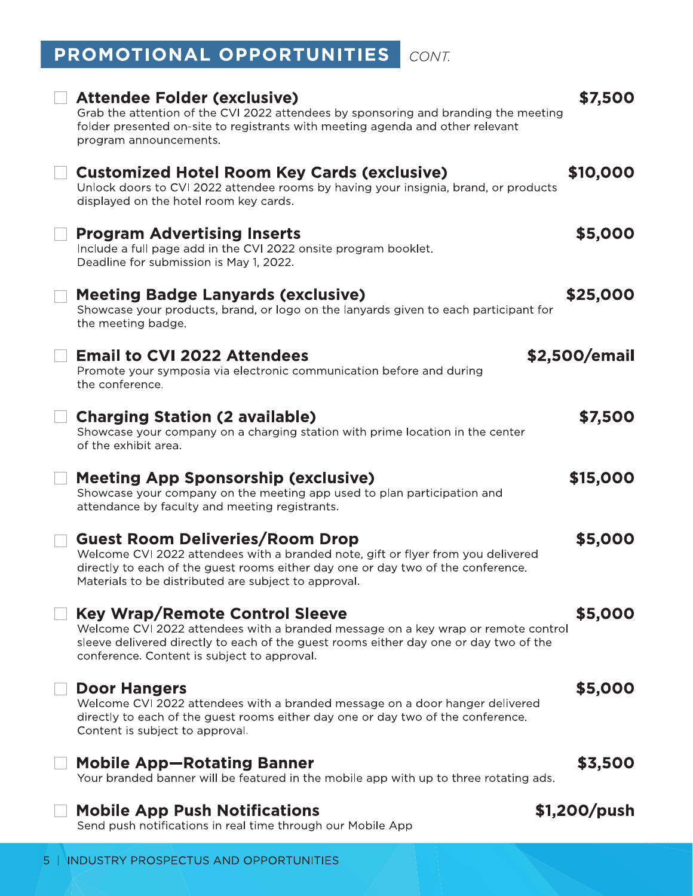## PROMOTIONAL OPPORTUNITIES *CONT.*

☐ **Attendee Folder (exclusive)** **$7,500**
Grab the attention of the CVI 2022 attendees by sponsoring and branding the meeting folder presented on-site to registrants with meeting agenda and other relevant program announcements.

☐ **Customized Hotel Room Key Cards (exclusive)** **$10,000**
Unlock doors to CVI 2022 attendee rooms by having your insignia, brand, or products displayed on the hotel room key cards.

☐ **Program Advertising Inserts** **$5,000**
Include a full page add in the CVI 2022 onsite program booklet.
Deadline for submission is May 1, 2022.

☐ **Meeting Badge Lanyards (exclusive)** **$25,000**
Showcase your products, brand, or logo on the lanyards given to each participant for the meeting badge.

☐ **Email to CVI 2022 Attendees** **$2,500/email**
Promote your symposia via electronic communication before and during the conference.

☐ **Charging Station (2 available)** **$7,500**
Showcase your company on a charging station with prime location in the center of the exhibit area.

☐ **Meeting App Sponsorship (exclusive)** **$15,000**
Showcase your company on the meeting app used to plan participation and attendance by faculty and meeting registrants.

☐ **Guest Room Deliveries/Room Drop** **$5,000**
Welcome CVI 2022 attendees with a branded note, gift or flyer from you delivered directly to each of the guest rooms either day one or day two of the conference. Materials to be distributed are subject to approval.

☐ **Key Wrap/Remote Control Sleeve** **$5,000**
Welcome CVI 2022 attendees with a branded message on a key wrap or remote control sleeve delivered directly to each of the guest rooms either day one or day two of the conference. Content is subject to approval.

☐ **Door Hangers** **$5,000**
Welcome CVI 2022 attendees with a branded message on a door hanger delivered directly to each of the guest rooms either day one or day two of the conference. Content is subject to approval.

☐ **Mobile App—Rotating Banner** **$3,500**
Your branded banner will be featured in the mobile app with up to three rotating ads.

☐ **Mobile App Push Notifications** **$1,200/push**
Send push notifications in real time through our Mobile App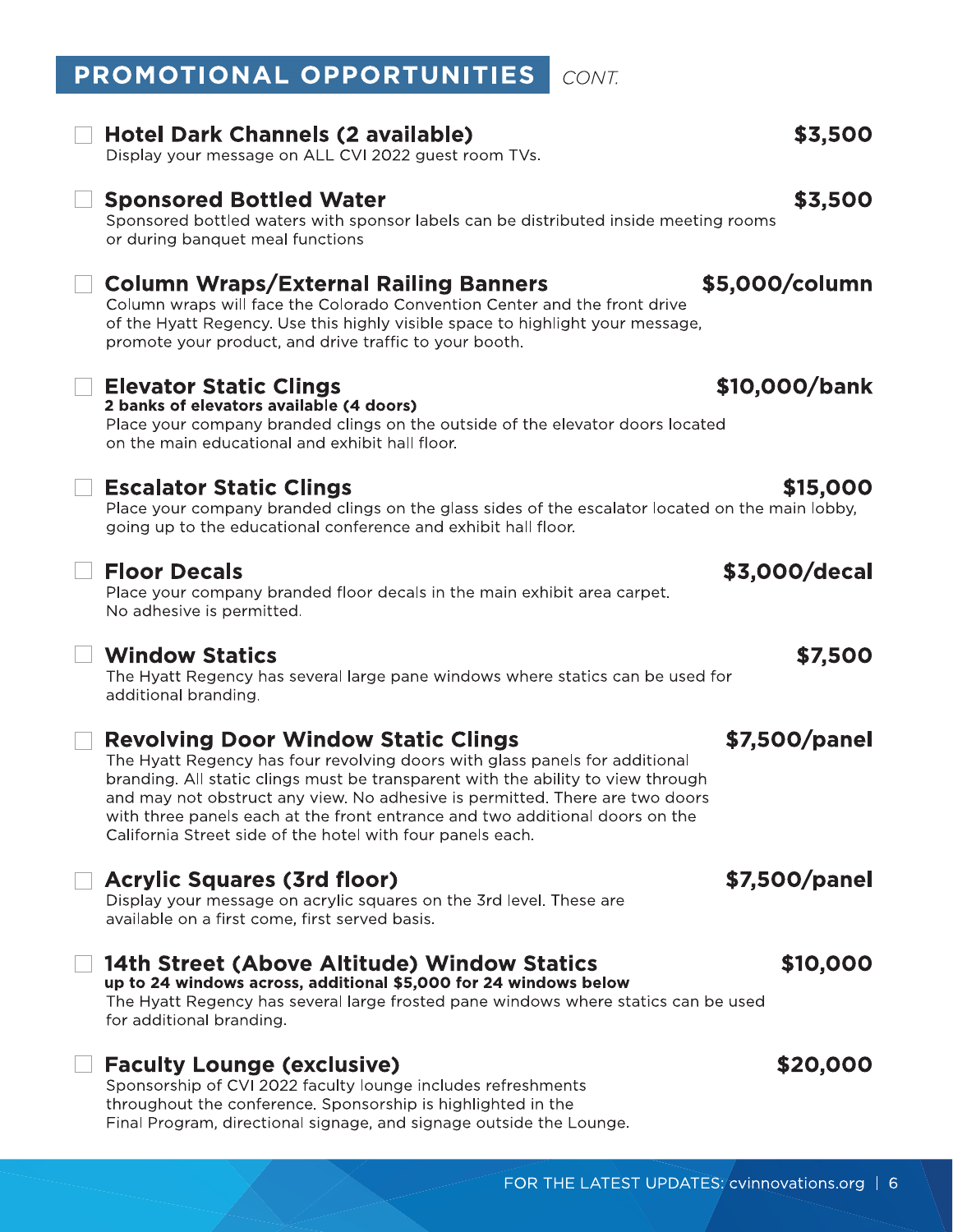## PROMOTIONAL OPPORTUNITIES *CONT.*

- [ ] **Hotel Dark Channels (2 available)** — **$3,500**
  Display your message on ALL CVI 2022 guest room TVs.

- [ ] **Sponsored Bottled Water** — **$3,500**
  Sponsored bottled waters with sponsor labels can be distributed inside meeting rooms or during banquet meal functions

- [ ] **Column Wraps/External Railing Banners** — **$5,000/column**
  Column wraps will face the Colorado Convention Center and the front drive of the Hyatt Regency. Use this highly visible space to highlight your message, promote your product, and drive traffic to your booth.

- [ ] **Elevator Static Clings** — **$10,000/bank**
  **2 banks of elevators available (4 doors)**
  Place your company branded clings on the outside of the elevator doors located on the main educational and exhibit hall floor.

- [ ] **Escalator Static Clings** — **$15,000**
  Place your company branded clings on the glass sides of the escalator located on the main lobby, going up to the educational conference and exhibit hall floor.

- [ ] **Floor Decals** — **$3,000/decal**
  Place your company branded floor decals in the main exhibit area carpet. No adhesive is permitted.

- [ ] **Window Statics** — **$7,500**
  The Hyatt Regency has several large pane windows where statics can be used for additional branding.

- [ ] **Revolving Door Window Static Clings** — **$7,500/panel**
  The Hyatt Regency has four revolving doors with glass panels for additional branding. All static clings must be transparent with the ability to view through and may not obstruct any view. No adhesive is permitted. There are two doors with three panels each at the front entrance and two additional doors on the California Street side of the hotel with four panels each.

- [ ] **Acrylic Squares (3rd floor)** — **$7,500/panel**
  Display your message on acrylic squares on the 3rd level. These are available on a first come, first served basis.

- [ ] **14th Street (Above Altitude) Window Statics** — **$10,000**
  **up to 24 windows across, additional $5,000 for 24 windows below**
  The Hyatt Regency has several large frosted pane windows where statics can be used for additional branding.

- [ ] **Faculty Lounge (exclusive)** — **$20,000**
  Sponsorship of CVI 2022 faculty lounge includes refreshments throughout the conference. Sponsorship is highlighted in the Final Program, directional signage, and signage outside the Lounge.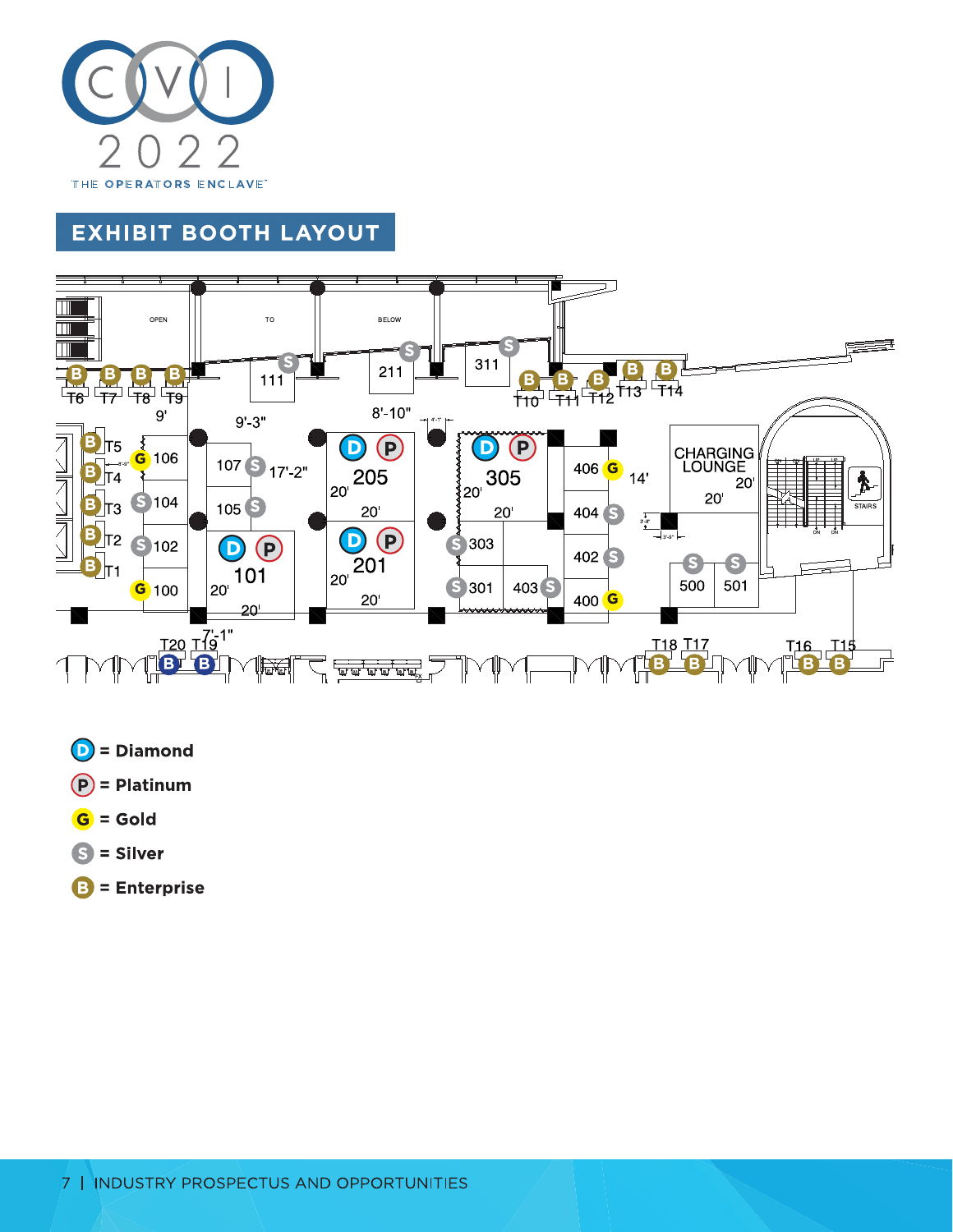## EXHIBIT BOOTH LAYOUT

D = Diamond

P = Platinum

G = Gold

S = Silver

B = Enterprise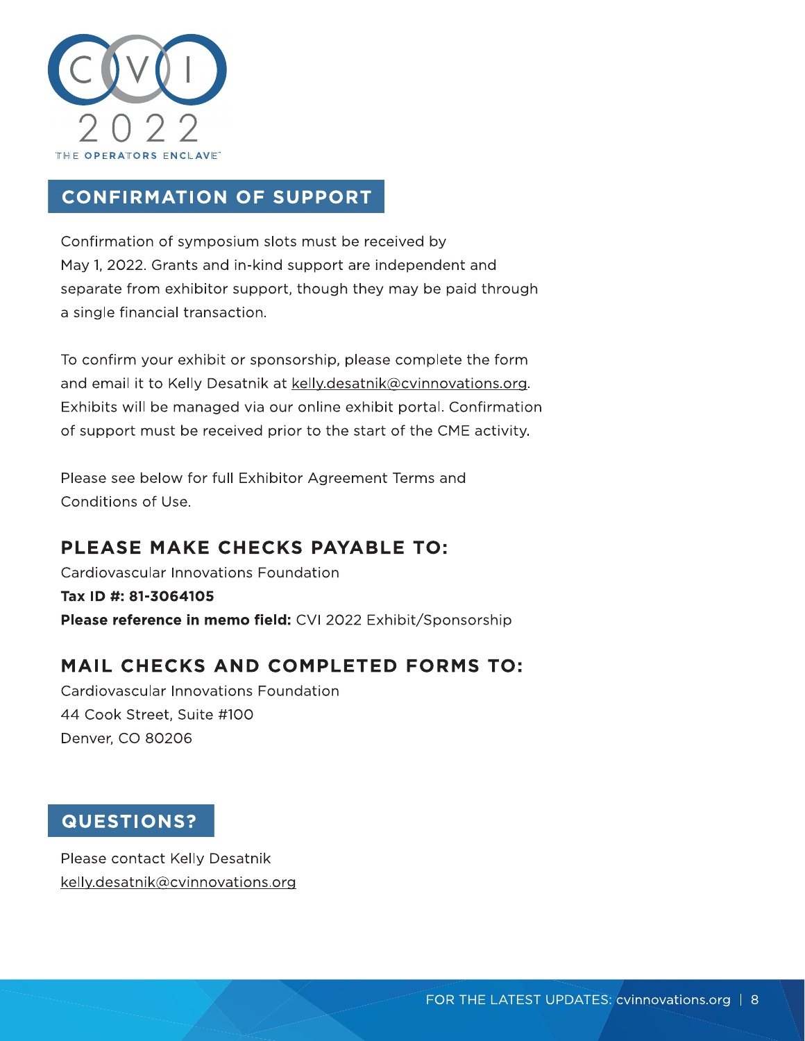CVI 2022

THE OPERATORS ENCLAVE™

## CONFIRMATION OF SUPPORT

Confirmation of symposium slots must be received by May 1, 2022. Grants and in-kind support are independent and separate from exhibitor support, though they may be paid through a single financial transaction.

To confirm your exhibit or sponsorship, please complete the form and email it to Kelly Desatnik at kelly.desatnik@cvinnovations.org. Exhibits will be managed via our online exhibit portal. Confirmation of support must be received prior to the start of the CME activity.

Please see below for full Exhibitor Agreement Terms and Conditions of Use.

### PLEASE MAKE CHECKS PAYABLE TO:

Cardiovascular Innovations Foundation

**Tax ID #: 81-3064105**

**Please reference in memo field:** CVI 2022 Exhibit/Sponsorship

### MAIL CHECKS AND COMPLETED FORMS TO:

Cardiovascular Innovations Foundation
44 Cook Street, Suite #100
Denver, CO 80206

## QUESTIONS?

Please contact Kelly Desatnik
kelly.desatnik@cvinnovations.org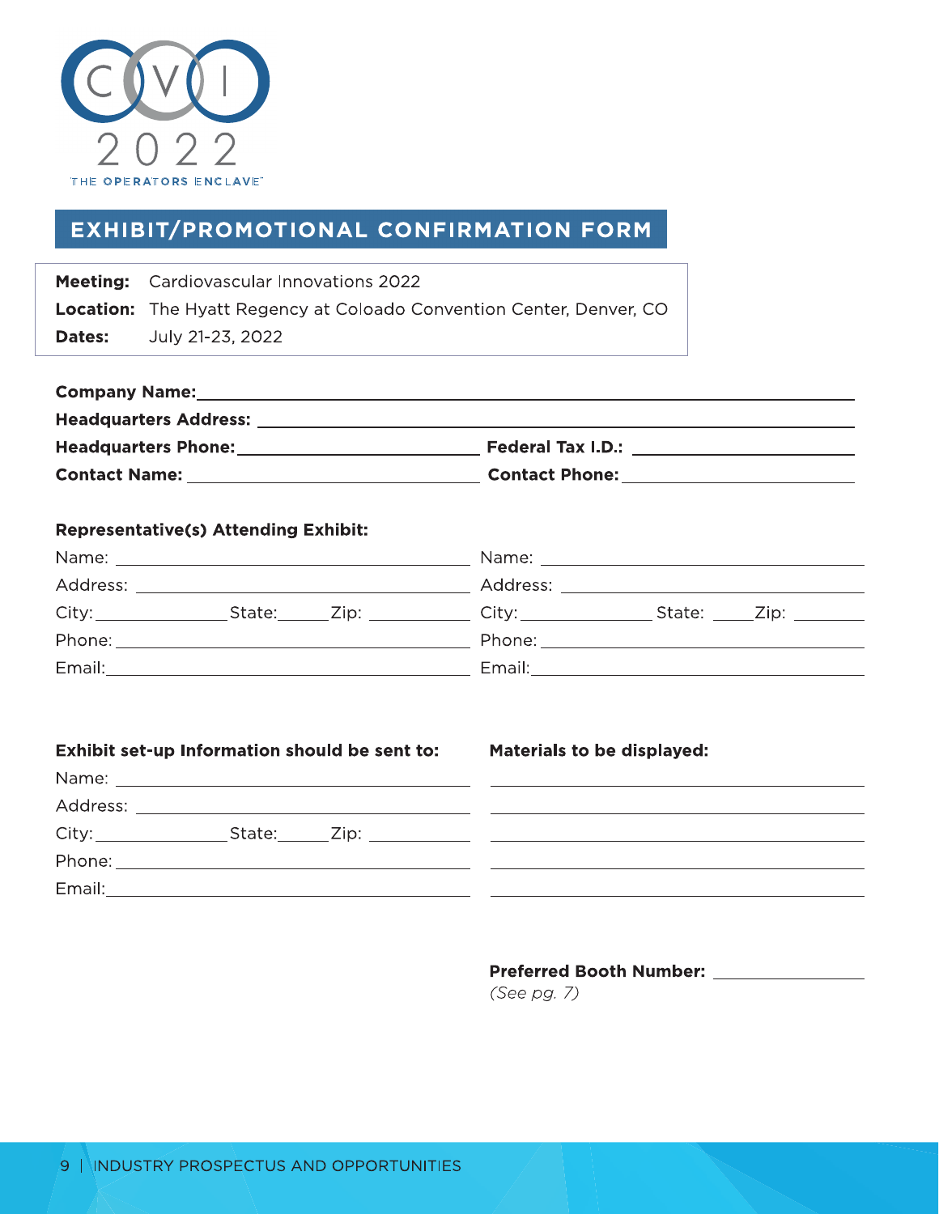CVI 2022

THE OPERATORS ENCLAVE™

# EXHIBIT/PROMOTIONAL CONFIRMATION FORM

**Meeting:** Cardiovascular Innovations 2022

**Location:** The Hyatt Regency at Coloado Convention Center, Denver, CO

**Dates:** July 21-23, 2022

**Company Name:** ______________________________

**Headquarters Address:** ______________________________

**Headquarters Phone:** ______________ **Federal Tax I.D.:** ______________

**Contact Name:** ______________ **Contact Phone:** ______________

**Representative(s) Attending Exhibit:**

Name: ______________ Name: ______________

Address: ______________ Address: ______________

City: ______ State: ____ Zip: ______ City: ______ State: ____ Zip: ______

Phone: ______________ Phone: ______________

Email: ______________ Email: ______________

**Exhibit set-up Information should be sent to:**

Name: ______________

Address: ______________

City: ______ State: ____ Zip: ______

Phone: ______________

Email: ______________

**Materials to be displayed:**

______________________________

______________________________

______________________________

______________________________

______________________________

**Preferred Booth Number:** ______________

*(See pg. 7)*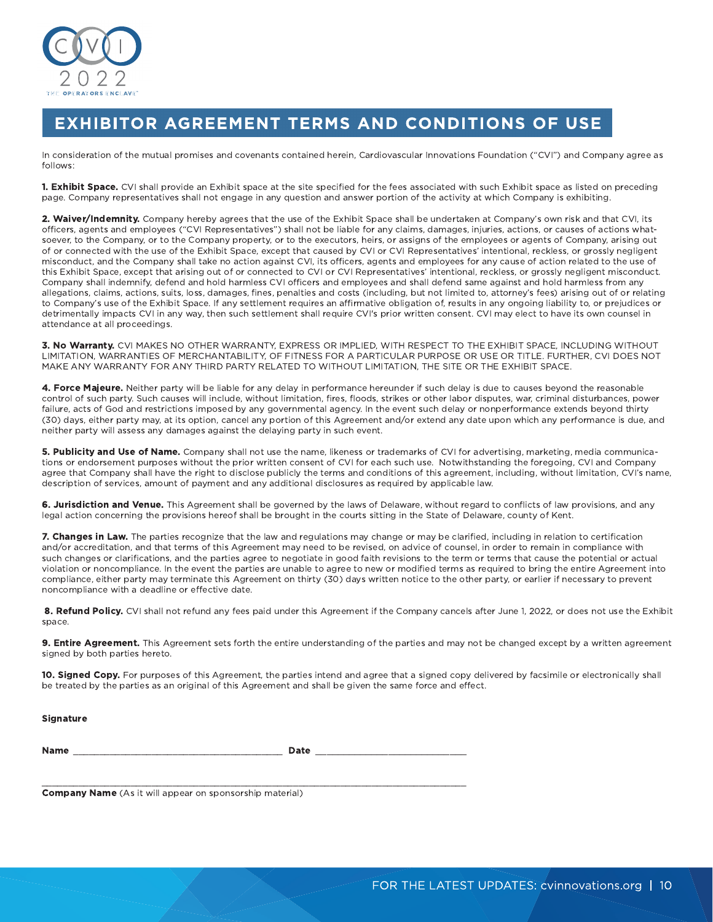# EXHIBITOR AGREEMENT TERMS AND CONDITIONS OF USE

In consideration of the mutual promises and covenants contained herein, Cardiovascular Innovations Foundation ("CVI") and Company agree as follows:

**1. Exhibit Space.** CVI shall provide an Exhibit space at the site specified for the fees associated with such Exhibit space as listed on preceding page. Company representatives shall not engage in any question and answer portion of the activity at which Company is exhibiting.

**2. Waiver/Indemnity.** Company hereby agrees that the use of the Exhibit Space shall be undertaken at Company's own risk and that CVI, its officers, agents and employees ("CVI Representatives") shall not be liable for any claims, damages, injuries, actions, or causes of actions whatsoever, to the Company, or to the Company property, or to the executors, heirs, or assigns of the employees or agents of Company, arising out of or connected with the use of the Exhibit Space, except that caused by CVI or CVI Representatives' intentional, reckless, or grossly negligent misconduct, and the Company shall take no action against CVI, its officers, agents and employees for any cause of action related to the use of this Exhibit Space, except that arising out of or connected to CVI or CVI Representatives' intentional, reckless, or grossly negligent misconduct. Company shall indemnify, defend and hold harmless CVI officers and employees and shall defend same against and hold harmless from any allegations, claims, actions, suits, loss, damages, fines, penalties and costs (including, but not limited to, attorney's fees) arising out of or relating to Company's use of the Exhibit Space. If any settlement requires an affirmative obligation of, results in any ongoing liability to, or prejudices or detrimentally impacts CVI in any way, then such settlement shall require CVI's prior written consent. CVI may elect to have its own counsel in attendance at all proceedings.

**3. No Warranty.** CVI MAKES NO OTHER WARRANTY, EXPRESS OR IMPLIED, WITH RESPECT TO THE EXHIBIT SPACE, INCLUDING WITHOUT LIMITATION, WARRANTIES OF MERCHANTABILITY, OF FITNESS FOR A PARTICULAR PURPOSE OR USE OR TITLE. FURTHER, CVI DOES NOT MAKE ANY WARRANTY FOR ANY THIRD PARTY RELATED TO WITHOUT LIMITATION, THE SITE OR THE EXHIBIT SPACE.

**4. Force Majeure.** Neither party will be liable for any delay in performance hereunder if such delay is due to causes beyond the reasonable control of such party. Such causes will include, without limitation, fires, floods, strikes or other labor disputes, war, criminal disturbances, power failure, acts of God and restrictions imposed by any governmental agency. In the event such delay or nonperformance extends beyond thirty (30) days, either party may, at its option, cancel any portion of this Agreement and/or extend any date upon which any performance is due, and neither party will assess any damages against the delaying party in such event.

**5. Publicity and Use of Name.** Company shall not use the name, likeness or trademarks of CVI for advertising, marketing, media communications or endorsement purposes without the prior written consent of CVI for each such use. Notwithstanding the foregoing, CVI and Company agree that Company shall have the right to disclose publicly the terms and conditions of this agreement, including, without limitation, CVI's name, description of services, amount of payment and any additional disclosures as required by applicable law.

**6. Jurisdiction and Venue.** This Agreement shall be governed by the laws of Delaware, without regard to conflicts of law provisions, and any legal action concerning the provisions hereof shall be brought in the courts sitting in the State of Delaware, county of Kent.

**7. Changes in Law.** The parties recognize that the law and regulations may change or may be clarified, including in relation to certification and/or accreditation, and that terms of this Agreement may need to be revised, on advice of counsel, in order to remain in compliance with such changes or clarifications, and the parties agree to negotiate in good faith revisions to the term or terms that cause the potential or actual violation or noncompliance. In the event the parties are unable to agree to new or modified terms as required to bring the entire Agreement into compliance, either party may terminate this Agreement on thirty (30) days written notice to the other party, or earlier if necessary to prevent noncompliance with a deadline or effective date.

**8. Refund Policy.** CVI shall not refund any fees paid under this Agreement if the Company cancels after June 1, 2022, or does not use the Exhibit space.

**9. Entire Agreement.** This Agreement sets forth the entire understanding of the parties and may not be changed except by a written agreement signed by both parties hereto.

**10. Signed Copy.** For purposes of this Agreement, the parties intend and agree that a signed copy delivered by facsimile or electronically shall be treated by the parties as an original of this Agreement and shall be given the same force and effect.

**Signature**

**Name** ________________________________________ **Date** ____________________________

________________________________________________________________________________

**Company Name** (As it will appear on sponsorship material)